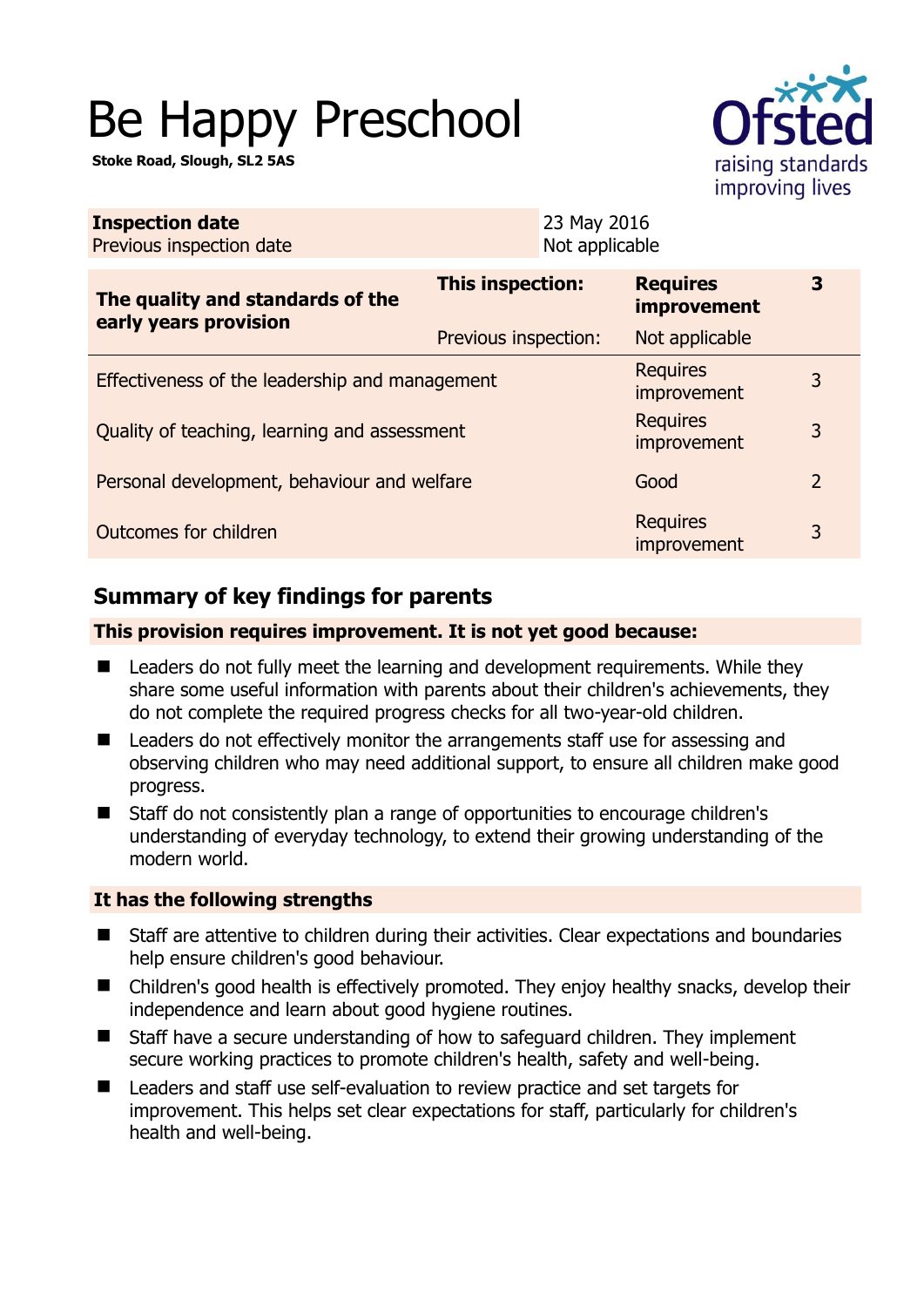# Be Happy Preschool

**Stoke Road, Slough, SL2 5AS**

| **Inspection date** | 23 May 2016 |
|---|---|
| Previous inspection date | Not applicable |

| **The quality and standards of the early years provision** | **This inspection:** | **Requires improvement** | **3** |
|---|---|---|---|
| | Previous inspection: | Not applicable | |
| Effectiveness of the leadership and management | | Requires improvement | 3 |
| Quality of teaching, learning and assessment | | Requires improvement | 3 |
| Personal development, behaviour and welfare | | Good | 2 |
| Outcomes for children | | Requires improvement | 3 |

## Summary of key findings for parents

**This provision requires improvement. It is not yet good because:**

- Leaders do not fully meet the learning and development requirements. While they share some useful information with parents about their children's achievements, they do not complete the required progress checks for all two-year-old children.
- Leaders do not effectively monitor the arrangements staff use for assessing and observing children who may need additional support, to ensure all children make good progress.
- Staff do not consistently plan a range of opportunities to encourage children's understanding of everyday technology, to extend their growing understanding of the modern world.

**It has the following strengths**

- Staff are attentive to children during their activities. Clear expectations and boundaries help ensure children's good behaviour.
- Children's good health is effectively promoted. They enjoy healthy snacks, develop their independence and learn about good hygiene routines.
- Staff have a secure understanding of how to safeguard children. They implement secure working practices to promote children's health, safety and well-being.
- Leaders and staff use self-evaluation to review practice and set targets for improvement. This helps set clear expectations for staff, particularly for children's health and well-being.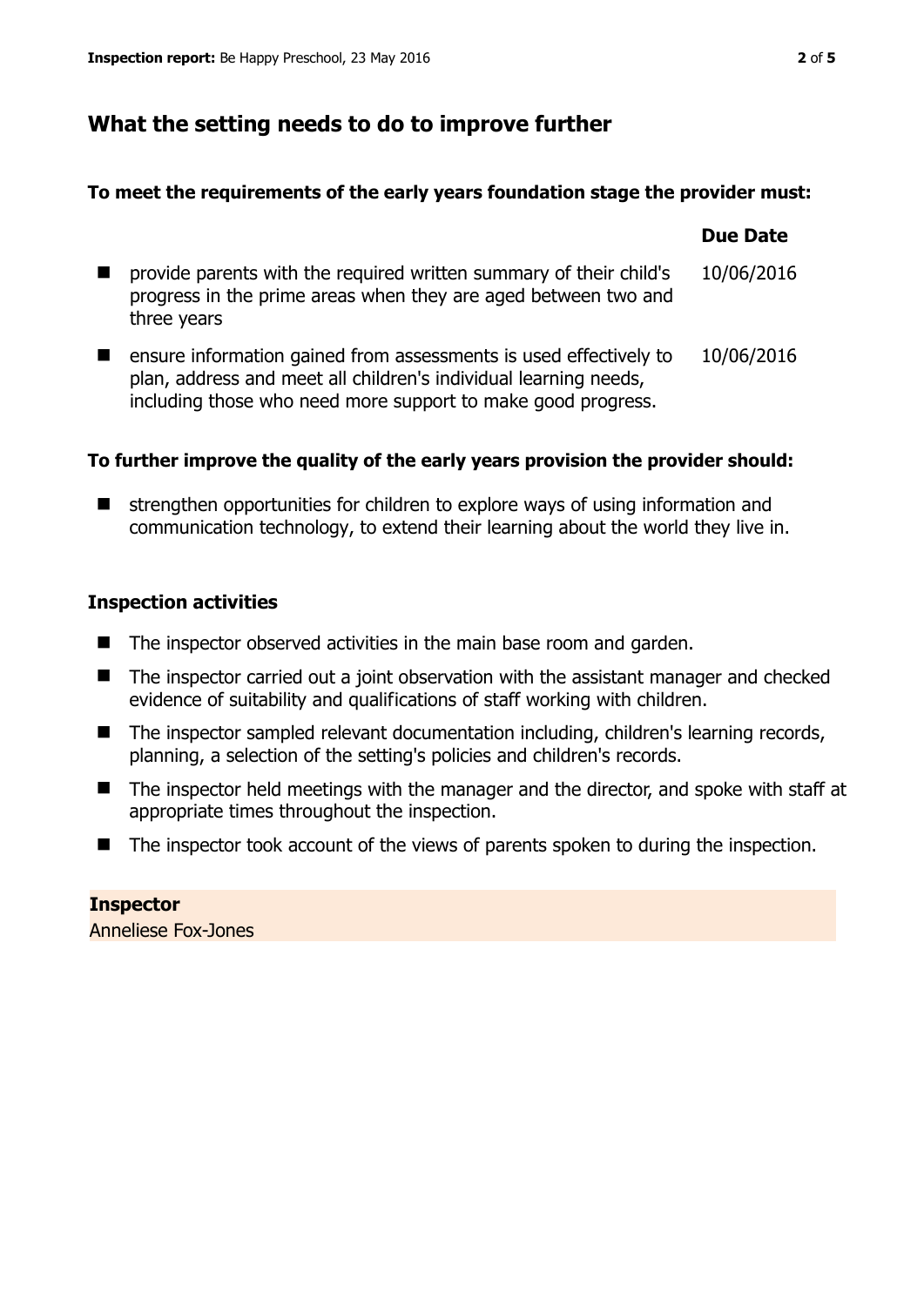## What the setting needs to do to improve further

**To meet the requirements of the early years foundation stage the provider must:**

| | Due Date |
|---|---|
| provide parents with the required written summary of their child's progress in the prime areas when they are aged between two and three years | 10/06/2016 |
| ensure information gained from assessments is used effectively to plan, address and meet all children's individual learning needs, including those who need more support to make good progress. | 10/06/2016 |

**To further improve the quality of the early years provision the provider should:**

- strengthen opportunities for children to explore ways of using information and communication technology, to extend their learning about the world they live in.

### Inspection activities

- The inspector observed activities in the main base room and garden.
- The inspector carried out a joint observation with the assistant manager and checked evidence of suitability and qualifications of staff working with children.
- The inspector sampled relevant documentation including, children's learning records, planning, a selection of the setting's policies and children's records.
- The inspector held meetings with the manager and the director, and spoke with staff at appropriate times throughout the inspection.
- The inspector took account of the views of parents spoken to during the inspection.

**Inspector**
Anneliese Fox-Jones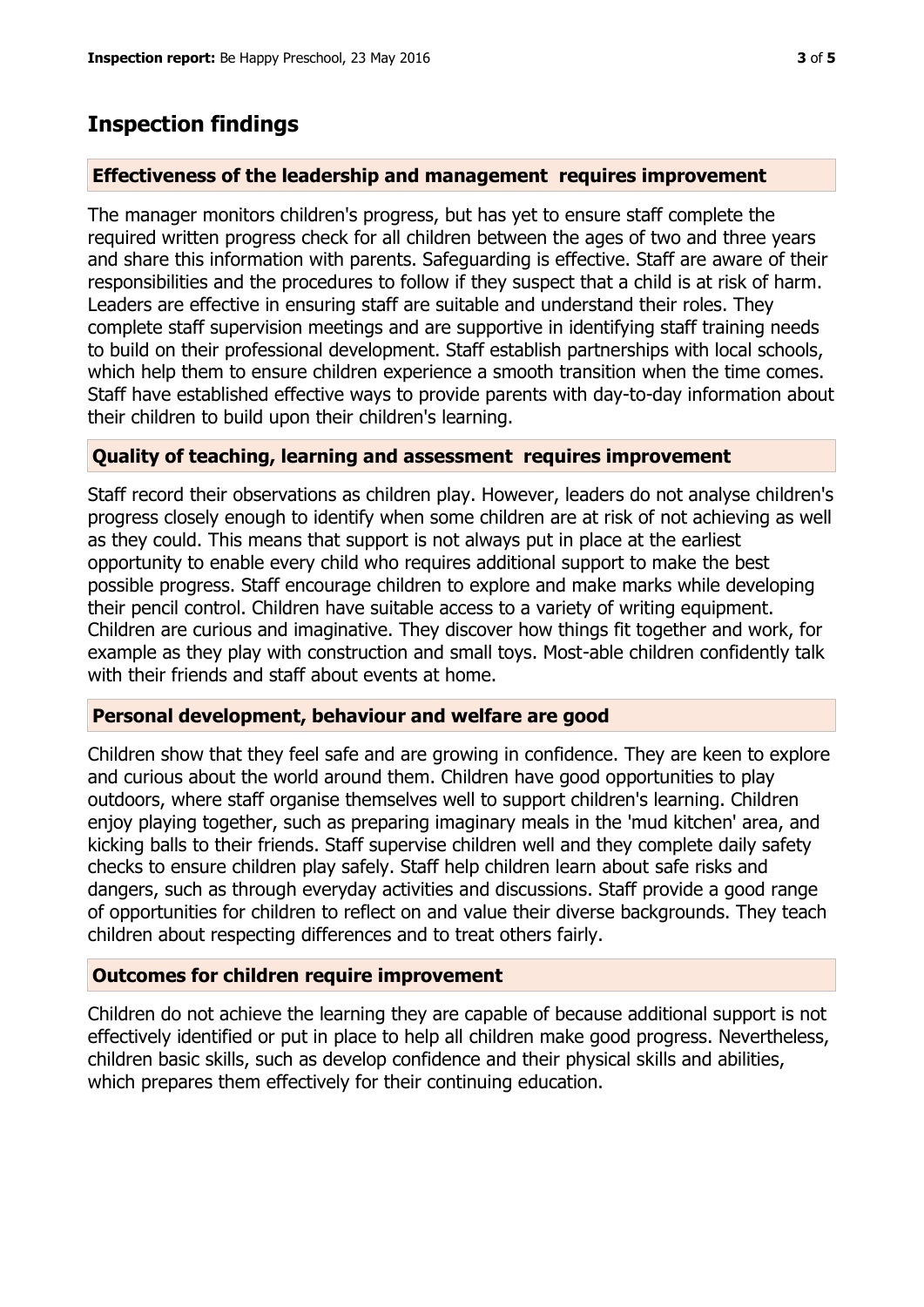## Inspection findings

### Effectiveness of the leadership and management requires improvement

The manager monitors children's progress, but has yet to ensure staff complete the required written progress check for all children between the ages of two and three years and share this information with parents. Safeguarding is effective. Staff are aware of their responsibilities and the procedures to follow if they suspect that a child is at risk of harm. Leaders are effective in ensuring staff are suitable and understand their roles. They complete staff supervision meetings and are supportive in identifying staff training needs to build on their professional development. Staff establish partnerships with local schools, which help them to ensure children experience a smooth transition when the time comes. Staff have established effective ways to provide parents with day-to-day information about their children to build upon their children's learning.

### Quality of teaching, learning and assessment requires improvement

Staff record their observations as children play. However, leaders do not analyse children's progress closely enough to identify when some children are at risk of not achieving as well as they could. This means that support is not always put in place at the earliest opportunity to enable every child who requires additional support to make the best possible progress. Staff encourage children to explore and make marks while developing their pencil control. Children have suitable access to a variety of writing equipment. Children are curious and imaginative. They discover how things fit together and work, for example as they play with construction and small toys. Most-able children confidently talk with their friends and staff about events at home.

### Personal development, behaviour and welfare are good

Children show that they feel safe and are growing in confidence. They are keen to explore and curious about the world around them. Children have good opportunities to play outdoors, where staff organise themselves well to support children's learning. Children enjoy playing together, such as preparing imaginary meals in the 'mud kitchen' area, and kicking balls to their friends. Staff supervise children well and they complete daily safety checks to ensure children play safely. Staff help children learn about safe risks and dangers, such as through everyday activities and discussions. Staff provide a good range of opportunities for children to reflect on and value their diverse backgrounds. They teach children about respecting differences and to treat others fairly.

### Outcomes for children require improvement

Children do not achieve the learning they are capable of because additional support is not effectively identified or put in place to help all children make good progress. Nevertheless, children basic skills, such as develop confidence and their physical skills and abilities, which prepares them effectively for their continuing education.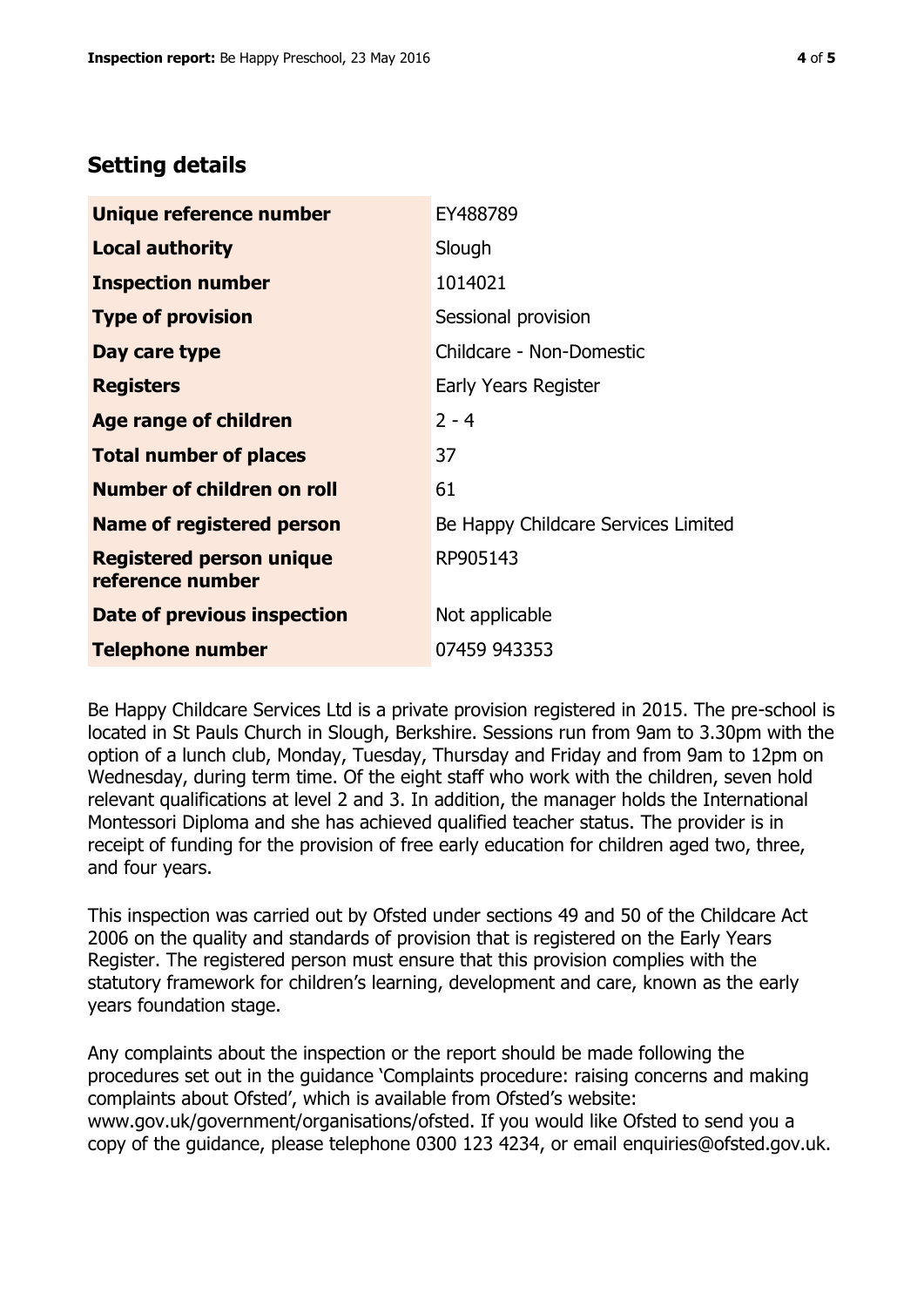## Setting details

| | |
|---|---|
| **Unique reference number** | EY488789 |
| **Local authority** | Slough |
| **Inspection number** | 1014021 |
| **Type of provision** | Sessional provision |
| **Day care type** | Childcare - Non-Domestic |
| **Registers** | Early Years Register |
| **Age range of children** | 2 - 4 |
| **Total number of places** | 37 |
| **Number of children on roll** | 61 |
| **Name of registered person** | Be Happy Childcare Services Limited |
| **Registered person unique reference number** | RP905143 |
| **Date of previous inspection** | Not applicable |
| **Telephone number** | 07459 943353 |

Be Happy Childcare Services Ltd is a private provision registered in 2015. The pre-school is located in St Pauls Church in Slough, Berkshire. Sessions run from 9am to 3.30pm with the option of a lunch club, Monday, Tuesday, Thursday and Friday and from 9am to 12pm on Wednesday, during term time. Of the eight staff who work with the children, seven hold relevant qualifications at level 2 and 3. In addition, the manager holds the International Montessori Diploma and she has achieved qualified teacher status. The provider is in receipt of funding for the provision of free early education for children aged two, three, and four years.

This inspection was carried out by Ofsted under sections 49 and 50 of the Childcare Act 2006 on the quality and standards of provision that is registered on the Early Years Register. The registered person must ensure that this provision complies with the statutory framework for children's learning, development and care, known as the early years foundation stage.

Any complaints about the inspection or the report should be made following the procedures set out in the guidance 'Complaints procedure: raising concerns and making complaints about Ofsted', which is available from Ofsted's website: www.gov.uk/government/organisations/ofsted. If you would like Ofsted to send you a copy of the guidance, please telephone 0300 123 4234, or email enquiries@ofsted.gov.uk.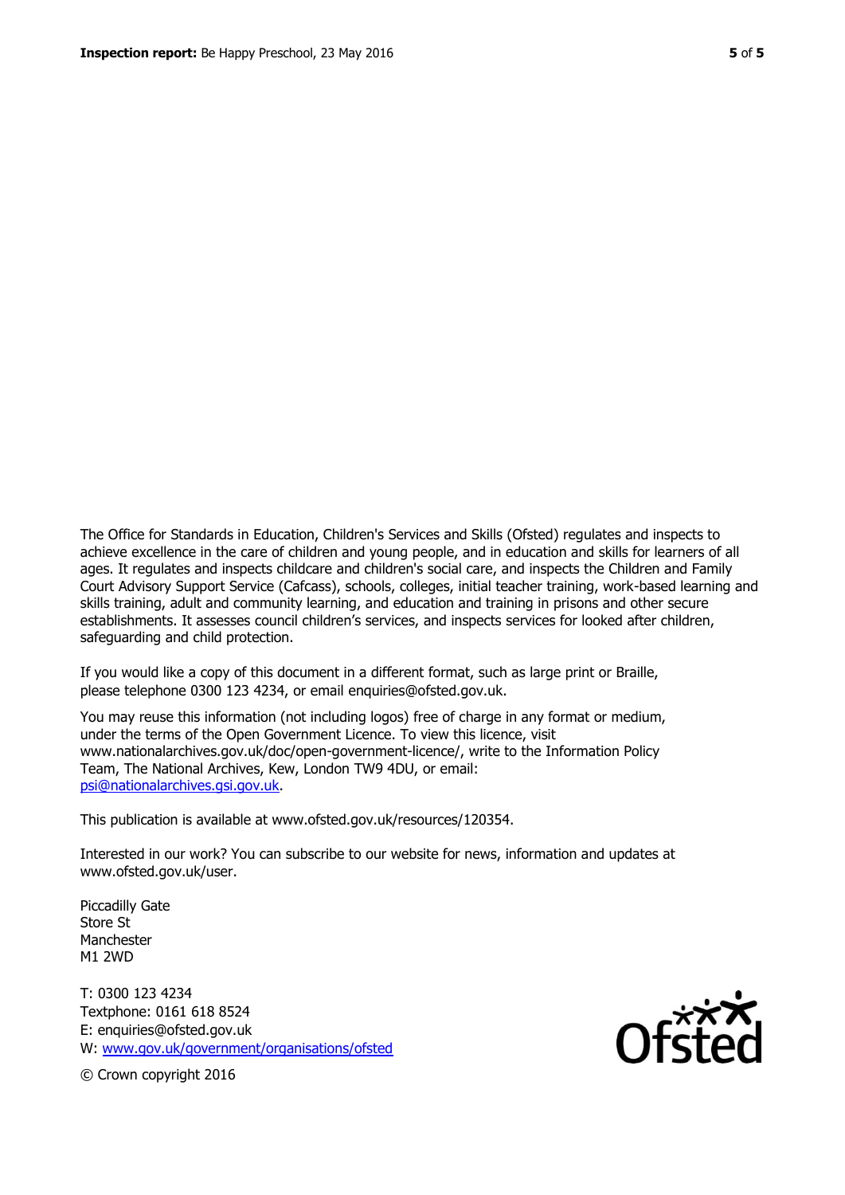The Office for Standards in Education, Children's Services and Skills (Ofsted) regulates and inspects to achieve excellence in the care of children and young people, and in education and skills for learners of all ages. It regulates and inspects childcare and children's social care, and inspects the Children and Family Court Advisory Support Service (Cafcass), schools, colleges, initial teacher training, work-based learning and skills training, adult and community learning, and education and training in prisons and other secure establishments. It assesses council children's services, and inspects services for looked after children, safeguarding and child protection.

If you would like a copy of this document in a different format, such as large print or Braille, please telephone 0300 123 4234, or email enquiries@ofsted.gov.uk.

You may reuse this information (not including logos) free of charge in any format or medium, under the terms of the Open Government Licence. To view this licence, visit www.nationalarchives.gov.uk/doc/open-government-licence/, write to the Information Policy Team, The National Archives, Kew, London TW9 4DU, or email: psi@nationalarchives.gsi.gov.uk.

This publication is available at www.ofsted.gov.uk/resources/120354.

Interested in our work? You can subscribe to our website for news, information and updates at www.ofsted.gov.uk/user.

Piccadilly Gate
Store St
Manchester
M1 2WD

T: 0300 123 4234
Textphone: 0161 618 8524
E: enquiries@ofsted.gov.uk
W: www.gov.uk/government/organisations/ofsted

© Crown copyright 2016